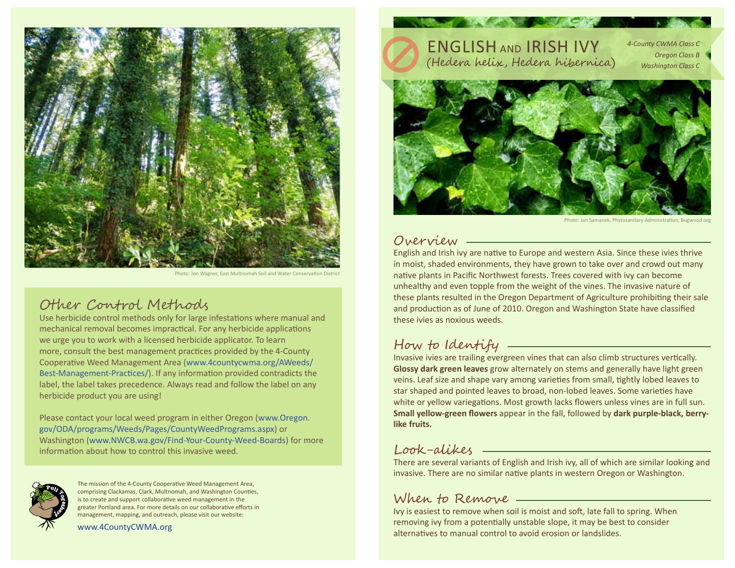# ENGLISH AND IRISH IVY

(*Hedera helix, Hedera hibernica*)

*4-County CWMA Class C*
*Oregon Class B*
*Washington Class C*

Photo: Jan Samanek, Phytosanitary Administration, Bugwood.org

## Overview

English and Irish ivy are native to Europe and western Asia. Since these ivies thrive in moist, shaded environments, they have grown to take over and crowd out many native plants in Pacific Northwest forests. Trees covered with ivy can become unhealthy and even topple from the weight of the vines. The invasive nature of these plants resulted in the Oregon Department of Agriculture prohibiting their sale and production as of June of 2010. Oregon and Washington State have classified these ivies as noxious weeds.

## How to Identify

Invasive ivies are trailing evergreen vines that can also climb structures vertically. **Glossy dark green leaves** grow alternately on stems and generally have light green veins. Leaf size and shape vary among varieties from small, tightly lobed leaves to star shaped and pointed leaves to broad, non-lobed leaves. Some varieties have white or yellow variegations. Most growth lacks flowers unless vines are in full sun. **Small yellow-green flowers** appear in the fall, followed by **dark purple-black, berry-like fruits.**

## Look-alikes

There are several variants of English and Irish ivy, all of which are similar looking and invasive. There are no similar native plants in western Oregon or Washington.

## When to Remove

Ivy is easiest to remove when soil is moist and soft, late fall to spring. When removing ivy from a potentially unstable slope, it may be best to consider alternatives to manual control to avoid erosion or landslides.

Photo: Jon Wagner, East Multnomah Soil and Water Conservation District

## Other Control Methods

Use herbicide control methods only for large infestations where manual and mechanical removal becomes impractical. For any herbicide applications we urge you to work with a licensed herbicide applicator. To learn more, consult the best management practices provided by the 4-County Cooperative Weed Management Area (www.4countycwma.org/AWeeds/Best-Management-Practices/). If any information provided contradicts the label, the label takes precedence. Always read and follow the label on any herbicide product you are using!

Please contact your local weed program in either Oregon (www.Oregon.gov/ODA/programs/Weeds/Pages/CountyWeedPrograms.aspx) or Washington (www.NWCB.wa.gov/Find-Your-County-Weed-Boards) for more information about how to control this invasive weed.

The mission of the 4-County Cooperative Weed Management Area, comprising Clackamas, Clark, Multnomah, and Washington Counties, is to create and support collaborative weed management in the greater Portland area. For more details on our collaborative efforts in management, mapping, and outreach, please visit our website:

www.4CountyCWMA.org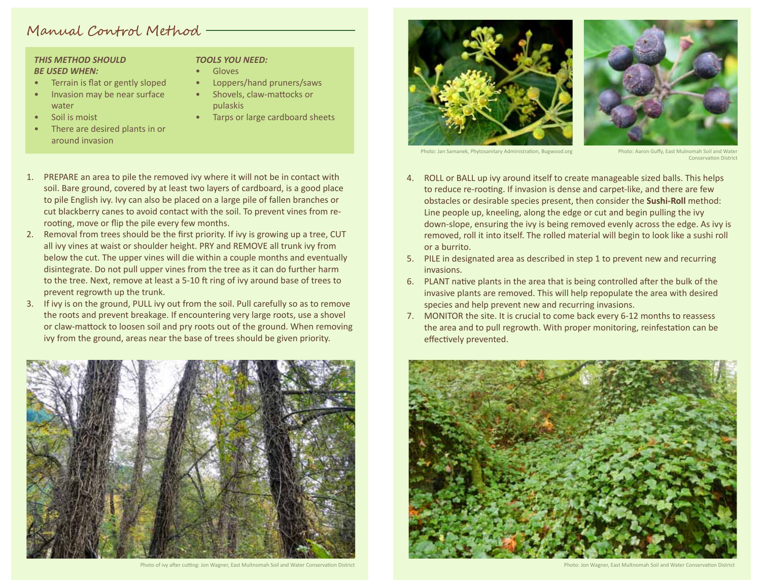## Manual Control Method

***THIS METHOD SHOULD BE USED WHEN:***

- Terrain is flat or gently sloped
- Invasion may be near surface water
- Soil is moist
- There are desired plants in or around invasion

***TOOLS YOU NEED:***

- Gloves
- Loppers/hand pruners/saws
- Shovels, claw-mattocks or pulaskis
- Tarps or large cardboard sheets

1. PREPARE an area to pile the removed ivy where it will not be in contact with soil. Bare ground, covered by at least two layers of cardboard, is a good place to pile English ivy. Ivy can also be placed on a large pile of fallen branches or cut blackberry canes to avoid contact with the soil. To prevent vines from re-rooting, move or flip the pile every few months.
2. Removal from trees should be the first priority. If ivy is growing up a tree, CUT all ivy vines at waist or shoulder height. PRY and REMOVE all trunk ivy from below the cut. The upper vines will die within a couple months and eventually disintegrate. Do not pull upper vines from the tree as it can do further harm to the tree. Next, remove at least a 5-10 ft ring of ivy around base of trees to prevent regrowth up the trunk.
3. If ivy is on the ground, PULL ivy out from the soil. Pull carefully so as to remove the roots and prevent breakage. If encountering very large roots, use a shovel or claw-mattock to loosen soil and pry roots out of the ground. When removing ivy from the ground, areas near the base of trees should be given priority.

Photo of ivy after cutting: Jon Wagner, East Multnomah Soil and Water Conservation District

Photo: Jan Samanek, Phytosanitary Administration, Bugwood.org

Photo: Aaron Guffy, East Mulnomah Soil and Water Conservation District

4. ROLL or BALL up ivy around itself to create manageable sized balls. This helps to reduce re-rooting. If invasion is dense and carpet-like, and there are few obstacles or desirable species present, then consider the **Sushi-Roll** method: Line people up, kneeling, along the edge or cut and begin pulling the ivy down-slope, ensuring the ivy is being removed evenly across the edge. As ivy is removed, roll it into itself. The rolled material will begin to look like a sushi roll or a burrito.
5. PILE in designated area as described in step 1 to prevent new and recurring invasions.
6. PLANT native plants in the area that is being controlled after the bulk of the invasive plants are removed. This will help repopulate the area with desired species and help prevent new and recurring invasions.
7. MONITOR the site. It is crucial to come back every 6-12 months to reassess the area and to pull regrowth. With proper monitoring, reinfestation can be effectively prevented.

Photo: Jon Wagner, East Multnomah Soil and Water Conservation District